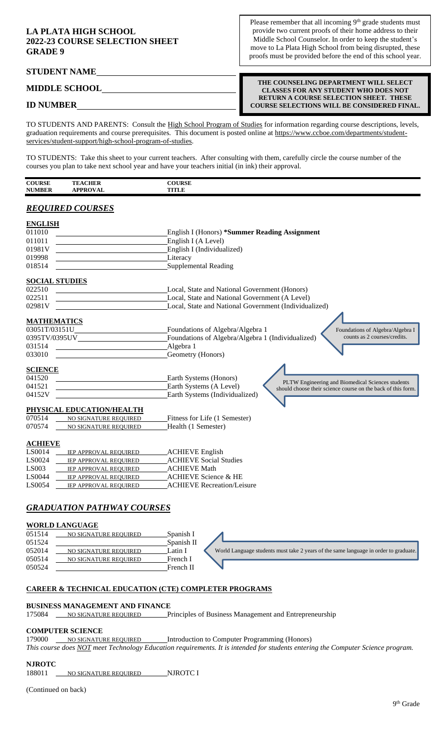# LA PLATA HIGH SCHOOL
# 2022-23 COURSE SELECTION SHEET
# GRADE 9

Please remember that all incoming 9th grade students must provide two current proofs of their home address to their Middle School Counselor. In order to keep the student's move to La Plata High School from being disrupted, these proofs must be provided before the end of this school year.

**STUDENT NAME** ______________________

**MIDDLE SCHOOL** ______________________

**ID NUMBER** ______________________

**THE COUNSELING DEPARTMENT WILL SELECT CLASSES FOR ANY STUDENT WHO DOES NOT RETURN A COURSE SELECTION SHEET. THESE COURSE SELECTIONS WILL BE CONSIDERED FINAL.**

TO STUDENTS AND PARENTS: Consult the High School Program of Studies for information regarding course descriptions, levels, graduation requirements and course prerequisites. This document is posted online at https://www.ccboe.com/departments/student-services/student-support/high-school-program-of-studies.

TO STUDENTS: Take this sheet to your current teachers. After consulting with them, carefully circle the course number of the courses you plan to take next school year and have your teachers initial (in ink) their approval.

## *REQUIRED COURSES*

### ENGLISH

| COURSE NUMBER | TEACHER APPROVAL | COURSE TITLE |
|---|---|---|
| 011010 | | English I (Honors) **\*Summer Reading Assignment** |
| 011011 | | English I (A Level) |
| 01981V | | English I (Individualized) |
| 019998 | | Literacy |
| 018514 | | Supplemental Reading |

### SOCIAL STUDIES

| COURSE NUMBER | TEACHER APPROVAL | COURSE TITLE |
|---|---|---|
| 022510 | | Local, State and National Government (Honors) |
| 022511 | | Local, State and National Government (A Level) |
| 02981V | | Local, State and National Government (Individualized) |

### MATHEMATICS

| COURSE NUMBER | TEACHER APPROVAL | COURSE TITLE |
|---|---|---|
| 03051T/03151U | | Foundations of Algebra/Algebra 1 |
| 0395TV/0395UV | | Foundations of Algebra/Algebra 1 (Individualized) |
| 031514 | | Algebra 1 |
| 033010 | | Geometry (Honors) |

Foundations of Algebra/Algebra I counts as 2 courses/credits.

### SCIENCE

| COURSE NUMBER | TEACHER APPROVAL | COURSE TITLE |
|---|---|---|
| 041520 | | Earth Systems (Honors) |
| 041521 | | Earth Systems (A Level) |
| 04152V | | Earth Systems (Individualized) |

PLTW Engineering and Biomedical Sciences students should choose their science course on the back of this form.

### PHYSICAL EDUCATION/HEALTH

| COURSE NUMBER | TEACHER APPROVAL | COURSE TITLE |
|---|---|---|
| 070514 | NO SIGNATURE REQUIRED | Fitness for Life (1 Semester) |
| 070574 | NO SIGNATURE REQUIRED | Health (1 Semester) |

### ACHIEVE

| COURSE NUMBER | TEACHER APPROVAL | COURSE TITLE |
|---|---|---|
| LS0014 | IEP APPROVAL REQUIRED | ACHIEVE English |
| LS0024 | IEP APPROVAL REQUIRED | ACHIEVE Social Studies |
| LS003 | IEP APPROVAL REQUIRED | ACHIEVE Math |
| LS0044 | IEP APPROVAL REQUIRED | ACHIEVE Science & HE |
| LS0054 | IEP APPROVAL REQUIRED | ACHIEVE Recreation/Leisure |

## *GRADUATION PATHWAY COURSES*

### WORLD LANGUAGE

| COURSE NUMBER | TEACHER APPROVAL | COURSE TITLE |
|---|---|---|
| 051514 | NO SIGNATURE REQUIRED | Spanish I |
| 051524 | | Spanish II |
| 052014 | NO SIGNATURE REQUIRED | Latin I |
| 050514 | NO SIGNATURE REQUIRED | French I |
| 050524 | | French II |

World Language students must take 2 years of the same language in order to graduate.

### CAREER & TECHNICAL EDUCATION (CTE) COMPLETER PROGRAMS

#### BUSINESS MANAGEMENT AND FINANCE

| COURSE NUMBER | TEACHER APPROVAL | COURSE TITLE |
|---|---|---|
| 175084 | NO SIGNATURE REQUIRED | Principles of Business Management and Entrepreneurship |

#### COMPUTER SCIENCE

| COURSE NUMBER | TEACHER APPROVAL | COURSE TITLE |
|---|---|---|
| 179000 | NO SIGNATURE REQUIRED | Introduction to Computer Programming (Honors) |

*This course does NOT meet Technology Education requirements. It is intended for students entering the Computer Science program.*

#### NJROTC

| COURSE NUMBER | TEACHER APPROVAL | COURSE TITLE |
|---|---|---|
| 188011 | NO SIGNATURE REQUIRED | NJROTC I |

(Continued on back)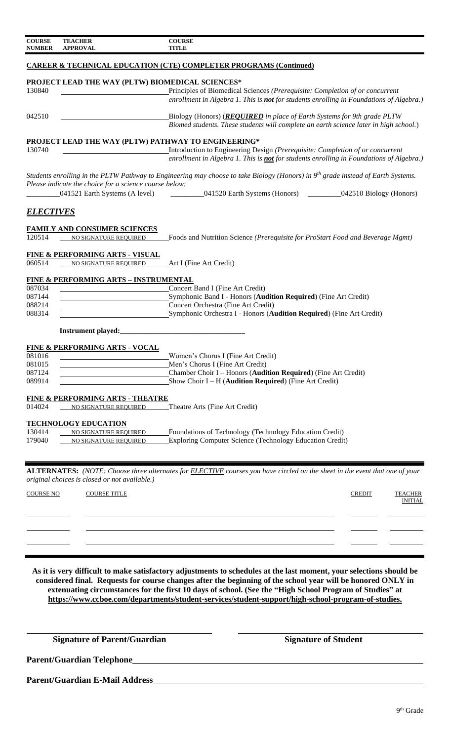| COURSE NUMBER | TEACHER APPROVAL | COURSE TITLE |
|---|---|---|

## CAREER & TECHNICAL EDUCATION (CTE) COMPLETER PROGRAMS (Continued)

### PROJECT LEAD THE WAY (PLTW) BIOMEDICAL SCIENCES*

| | | |
|---|---|---|
| 130840 | ______ | Principles of Biomedical Sciences *(Prerequisite: Completion of or concurrent enrollment in Algebra 1. This is **not** for students enrolling in Foundations of Algebra.)* |
| 042510 | ______ | Biology (Honors) (***REQUIRED*** *in place of Earth Systems for 9th grade PLTW Biomed students. These students will complete an earth science later in high school.*) |

### PROJECT LEAD THE WAY (PLTW) PATHWAY TO ENGINEERING*

| | | |
|---|---|---|
| 130740 | ______ | Introduction to Engineering Design *(Prerequisite: Completion of or concurrent enrollment in Algebra 1. This is **not** for students enrolling in Foundations of Algebra.)* |

*Students enrolling in the PLTW Pathway to Engineering may choose to take Biology (Honors) in 9th grade instead of Earth Systems. Please indicate the choice for a science course below:*

_________041521 Earth Systems (A level) _________041520 Earth Systems (Honors) _________042510 Biology (Honors)

## *ELECTIVES*

### FAMILY AND CONSUMER SCIENCES

| | | |
|---|---|---|
| 120514 | NO SIGNATURE REQUIRED | Foods and Nutrition Science *(Prerequisite for ProStart Food and Beverage Mgmt)* |

### FINE & PERFORMING ARTS - VISUAL

| | | |
|---|---|---|
| 060514 | NO SIGNATURE REQUIRED | Art I (Fine Art Credit) |

### FINE & PERFORMING ARTS – INSTRUMENTAL

| | | |
|---|---|---|
| 087034 | ______ | Concert Band I (Fine Art Credit) |
| 087144 | ______ | Symphonic Band I - Honors (**Audition Required**) (Fine Art Credit) |
| 088214 | ______ | Concert Orchestra (Fine Art Credit) |
| 088314 | ______ | Symphonic Orchestra I - Honors (**Audition Required**) (Fine Art Credit) |

**Instrument played:**______________________________

### FINE & PERFORMING ARTS - VOCAL

| | | |
|---|---|---|
| 081016 | ______ | Women's Chorus I (Fine Art Credit) |
| 081015 | ______ | Men's Chorus I (Fine Art Credit) |
| 087124 | ______ | Chamber Choir I – Honors (**Audition Required**) (Fine Art Credit) |
| 089914 | ______ | Show Choir I – H (**Audition Required**) (Fine Art Credit) |

### FINE & PERFORMING ARTS - THEATRE

| | | |
|---|---|---|
| 014024 | NO SIGNATURE REQUIRED | Theatre Arts (Fine Art Credit) |

### TECHNOLOGY EDUCATION

| | | |
|---|---|---|
| 130414 | NO SIGNATURE REQUIRED | Foundations of Technology (Technology Education Credit) |
| 179040 | NO SIGNATURE REQUIRED | Exploring Computer Science (Technology Education Credit) |

**ALTERNATES:** *(NOTE: Choose three alternates for ELECTIVE courses you have circled on the sheet in the event that one of your original choices is closed or not available.)*

| COURSE NO | COURSE TITLE | CREDIT | TEACHER INITIAL |
|---|---|---|---|
| | | | |
| | | | |
| | | | |

**As it is very difficult to make satisfactory adjustments to schedules at the last moment, your selections should be considered final. Requests for course changes after the beginning of the school year will be honored ONLY in extenuating circumstances for the first 10 days of school. (See the "High School Program of Studies" at https://www.ccboe.com/departments/student-services/student-support/high-school-program-of-studies.**

______________________________ ______________________________

**Signature of Parent/Guardian** **Signature of Student**

**Parent/Guardian Telephone**______________________________

**Parent/Guardian E-Mail Address**______________________________

9th Grade